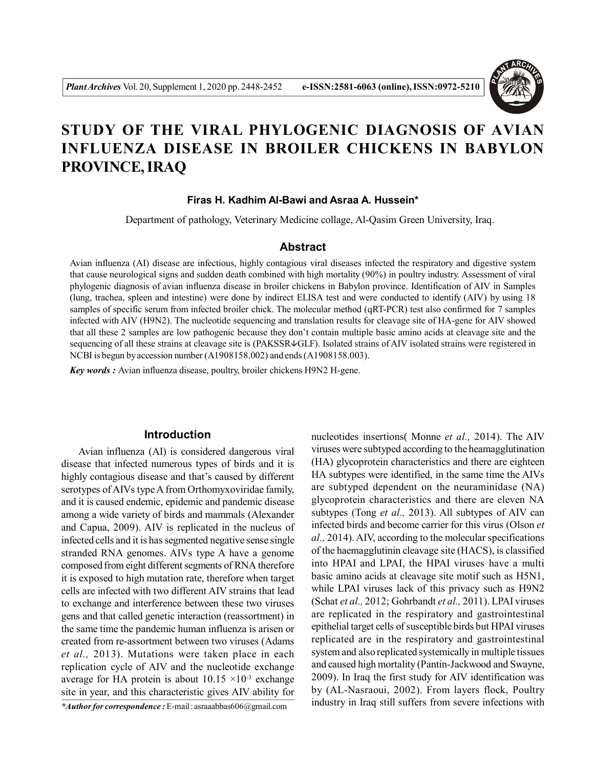# STUDY OF THE VIRAL PHYLOGENIC DIAGNOSIS OF AVIAN INFLUENZA DISEASE IN BROILER CHICKENS IN BABYLON PROVINCE, IRAQ

**Firas H. Kadhim Al-Bawi and Asraa A. Hussein***

Department of pathology, Veterinary Medicine collage, Al-Qasim Green University, Iraq.

## Abstract

Avian influenza (AI) disease are infectious, highly contagious viral diseases infected the respiratory and digestive system that cause neurological signs and sudden death combined with high mortality (90%) in poultry industry. Assessment of viral phylogenic diagnosis of avian influenza disease in broiler chickens in Babylon province. Identification of AIV in Samples (lung, trachea, spleen and intestine) were done by indirect ELISA test and were conducted to identify (AIV) by using 18 samples of specific serum from infected broiler chick. The molecular method (qRT-PCR) test also confirmed for 7 samples infected with AIV (H9N2). The nucleotide sequencing and translation results for cleavage site of HA-gene for AIV showed that all these 2 samples are low pathogenic because they don't contain multiple basic amino acids at cleavage site and the sequencing of all these strains at cleavage site is (PAKSSR↓GLF). Isolated strains of AIV isolated strains were registered in NCBI is begun by accession number (A1908158.002) and ends (A1908158.003).

***Key words :*** Avian influenza disease, poultry, broiler chickens H9N2 H-gene.

## Introduction

Avian influenza (AI) is considered dangerous viral disease that infected numerous types of birds and it is highly contagious disease and that's caused by different serotypes of AIVs type A from Orthomyxoviridae family, and it is caused endemic, epidemic and pandemic disease among a wide variety of birds and mammals (Alexander and Capua, 2009). AIV is replicated in the nucleus of infected cells and it is has segmented negative sense single stranded RNA genomes. AIVs type A have a genome composed from eight different segments of RNA therefore it is exposed to high mutation rate, therefore when target cells are infected with two different AIV strains that lead to exchange and interference between these two viruses gens and that called genetic interaction (reassortment) in the same time the pandemic human influenza is arisen or created from re-assortment between two viruses (Adams *et al.,* 2013). Mutations were taken place in each replication cycle of AIV and the nucleotide exchange average for HA protein is about $10.15 \times 10^{-3}$ exchange site in year, and this characteristic gives AIV ability for nucleotides insertions( Monne *et al.,* 2014). The AIV viruses were subtyped according to the heamagglutination (HA) glycoprotein characteristics and there are eighteen HA subtypes were identified, in the same time the AIVs are subtyped dependent on the neuraminidase (NA) glycoprotein characteristics and there are eleven NA subtypes (Tong *et al.,* 2013). All subtypes of AIV can infected birds and become carrier for this virus (Olson *et al.,* 2014). AIV, according to the molecular specifications of the haemagglutinin cleavage site (HACS), is classified into HPAI and LPAI, the HPAI viruses have a multi basic amino acids at cleavage site motif such as H5N1, while LPAI viruses lack of this privacy such as H9N2 (Schat *et al.,* 2012; Gohrbandt *et al.,* 2011). LPAI viruses are replicated in the respiratory and gastrointestinal epithelial target cells of susceptible birds but HPAI viruses replicated are in the respiratory and gastrointestinal system and also replicated systemically in multiple tissues and caused high mortality (Pantin-Jackwood and Swayne, 2009). In Iraq the first study for AIV identification was by (AL-Nasraoui, 2002). From layers flock, Poultry industry in Iraq still suffers from severe infections with

****Author for correspondence :*** E-mail : asraaabbas606@gmail.com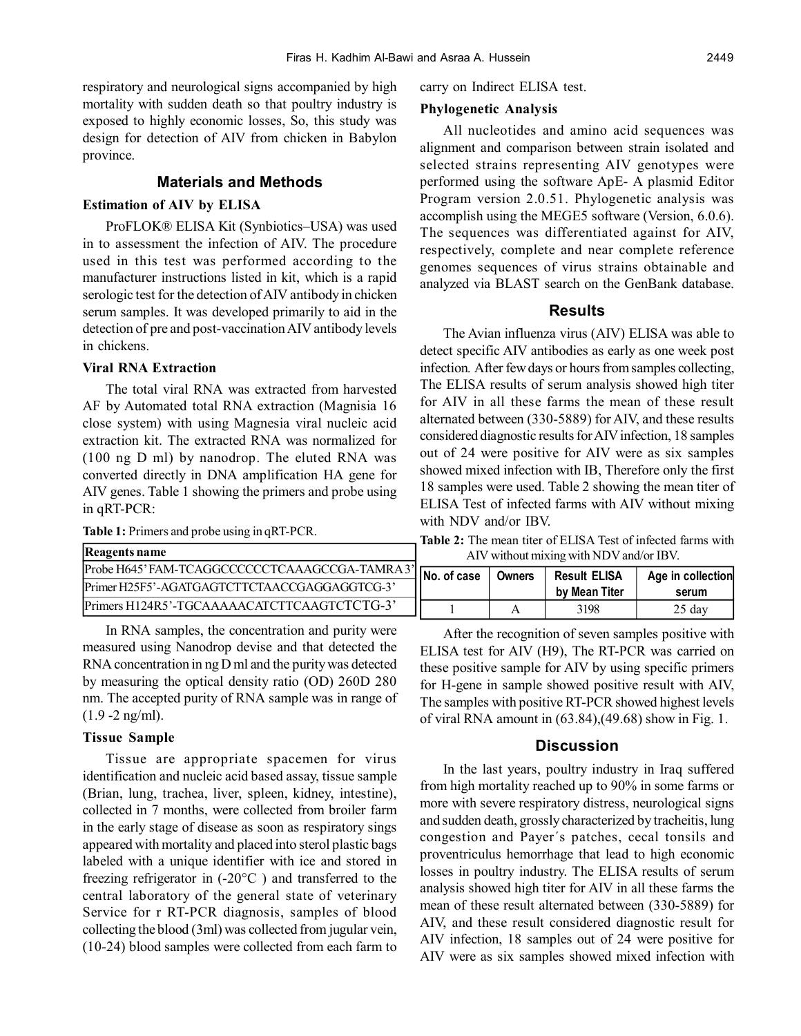respiratory and neurological signs accompanied by high mortality with sudden death so that poultry industry is exposed to highly economic losses, So, this study was design for detection of AIV from chicken in Babylon province.

## Materials and Methods

### Estimation of AIV by ELISA

ProFLOK® ELISA Kit (Synbiotics–USA) was used in to assessment the infection of AIV. The procedure used in this test was performed according to the manufacturer instructions listed in kit, which is a rapid serologic test for the detection of AIV antibody in chicken serum samples. It was developed primarily to aid in the detection of pre and post-vaccination AIV antibody levels in chickens.

### Viral RNA Extraction

The total viral RNA was extracted from harvested AF by Automated total RNA extraction (Magnisia 16 close system) with using Magnesia viral nucleic acid extraction kit. The extracted RNA was normalized for (100 ng D ml) by nanodrop. The eluted RNA was converted directly in DNA amplification HA gene for AIV genes. Table 1 showing the primers and probe using in qRT-PCR:

**Table 1:** Primers and probe using in qRT-PCR.

| Reagents name |
|---|
| Probe H645' FAM-TCAGGCCCCCCTCAAAGCCGA-TAMRA3' |
| Primer H25F5'-AGATGAGTCTTCTAACCGAGGAGGTCG-3' |
| Primers H124R5'-TGCAAAAACATCTTCAAGTCTCTG-3' |

In RNA samples, the concentration and purity were measured using Nanodrop devise and that detected the RNA concentration in ng D ml and the purity was detected by measuring the optical density ratio (OD) 260D 280 nm. The accepted purity of RNA sample was in range of (1.9 -2 ng/ml).

### Tissue Sample

Tissue are appropriate spacemen for virus identification and nucleic acid based assay, tissue sample (Brian, lung, trachea, liver, spleen, kidney, intestine), collected in 7 months, were collected from broiler farm in the early stage of disease as soon as respiratory sings appeared with mortality and placed into sterol plastic bags labeled with a unique identifier with ice and stored in freezing refrigerator in (-20°C ) and transferred to the central laboratory of the general state of veterinary Service for r RT-PCR diagnosis, samples of blood collecting the blood (3ml) was collected from jugular vein, (10-24) blood samples were collected from each farm to carry on Indirect ELISA test.

### Phylogenetic Analysis

All nucleotides and amino acid sequences was alignment and comparison between strain isolated and selected strains representing AIV genotypes were performed using the software ApE- A plasmid Editor Program version 2.0.51. Phylogenetic analysis was accomplish using the MEGE5 software (Version, 6.0.6). The sequences was differentiated against for AIV, respectively, complete and near complete reference genomes sequences of virus strains obtainable and analyzed via BLAST search on the GenBank database.

## Results

The Avian influenza virus (AIV) ELISA was able to detect specific AIV antibodies as early as one week post infection. After few days or hours from samples collecting, The ELISA results of serum analysis showed high titer for AIV in all these farms the mean of these result alternated between (330-5889) for AIV, and these results considered diagnostic results for AIV infection, 18 samples out of 24 were positive for AIV were as six samples showed mixed infection with IB, Therefore only the first 18 samples were used. Table 2 showing the mean titer of ELISA Test of infected farms with AIV without mixing with NDV and/or IBV.

**Table 2:** The mean titer of ELISA Test of infected farms with AIV without mixing with NDV and/or IBV.

| No. of case | Owners | Result ELISA by Mean Titer | Age in collection serum |
|---|---|---|---|
| 1 | A | 3198 | 25 day |

After the recognition of seven samples positive with ELISA test for AIV (H9), The RT-PCR was carried on these positive sample for AIV by using specific primers for H-gene in sample showed positive result with AIV, The samples with positive RT-PCR showed highest levels of viral RNA amount in (63.84),(49.68) show in Fig. 1.

## Discussion

In the last years, poultry industry in Iraq suffered from high mortality reached up to 90% in some farms or more with severe respiratory distress, neurological signs and sudden death, grossly characterized by tracheitis, lung congestion and Payer´s patches, cecal tonsils and proventriculus hemorrhage that lead to high economic losses in poultry industry. The ELISA results of serum analysis showed high titer for AIV in all these farms the mean of these result alternated between (330-5889) for AIV, and these result considered diagnostic result for AIV infection, 18 samples out of 24 were positive for AIV were as six samples showed mixed infection with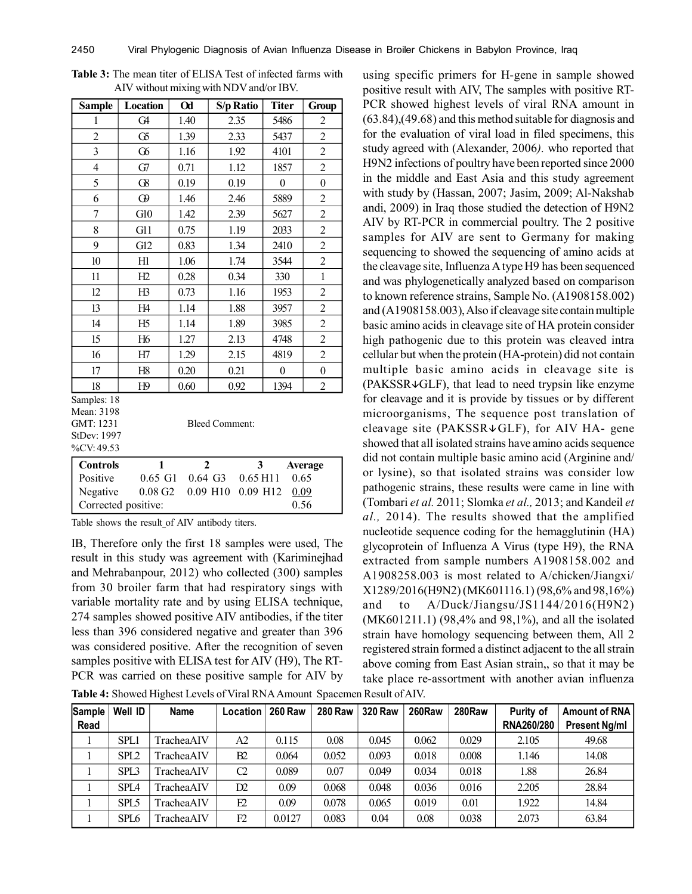**Table 3:** The mean titer of ELISA Test of infected farms with AIV without mixing with NDV and/or IBV.

| Sample | Location | Od | S/p Ratio | Titer | Group |
|---|---|---|---|---|---|
| 1 | G4 | 1.40 | 2.35 | 5486 | 2 |
| 2 | G5 | 1.39 | 2.33 | 5437 | 2 |
| 3 | G6 | 1.16 | 1.92 | 4101 | 2 |
| 4 | G7 | 0.71 | 1.12 | 1857 | 2 |
| 5 | G8 | 0.19 | 0.19 | 0 | 0 |
| 6 | G9 | 1.46 | 2.46 | 5889 | 2 |
| 7 | G10 | 1.42 | 2.39 | 5627 | 2 |
| 8 | G11 | 0.75 | 1.19 | 2033 | 2 |
| 9 | G12 | 0.83 | 1.34 | 2410 | 2 |
| 10 | H1 | 1.06 | 1.74 | 3544 | 2 |
| 11 | H2 | 0.28 | 0.34 | 330 | 1 |
| 12 | H3 | 0.73 | 1.16 | 1953 | 2 |
| 13 | H4 | 1.14 | 1.88 | 3957 | 2 |
| 14 | H5 | 1.14 | 1.89 | 3985 | 2 |
| 15 | H6 | 1.27 | 2.13 | 4748 | 2 |
| 16 | H7 | 1.29 | 2.15 | 4819 | 2 |
| 17 | H8 | 0.20 | 0.21 | 0 | 0 |
| 18 | H9 | 0.60 | 0.92 | 1394 | 2 |

Samples: 18
Mean: 3198
GMT: 1231 Bleed Comment:
StDev: 1997
%CV: 49.53

| Controls | 1 | 2 | 3 | Average |
|---|---|---|---|---|
| Positive | 0.65 G1 | 0.64 G3 | 0.65 H11 | 0.65 |
| Negative | 0.08 G2 | 0.09 H10 | 0.09 H12 | 0.09 |
| Corrected positive: | | | | 0.56 |

Table shows the result of AIV antibody titers.

IB, Therefore only the first 18 samples were used, The result in this study was agreement with (Kariminejhad and Mehrabanpour, 2012) who collected (300) samples from 30 broiler farm that had respiratory sings with variable mortality rate and by using ELISA technique, 274 samples showed positive AIV antibodies, if the titer less than 396 considered negative and greater than 396 was considered positive. After the recognition of seven samples positive with ELISA test for AIV (H9), The RT-PCR was carried on these positive sample for AIV by using specific primers for H-gene in sample showed positive result with AIV, The samples with positive RT-PCR showed highest levels of viral RNA amount in (63.84),(49.68) and this method suitable for diagnosis and for the evaluation of viral load in filed specimens, this study agreed with (Alexander, 2006*)*. who reported that H9N2 infections of poultry have been reported since 2000 in the middle and East Asia and this study agreement with study by (Hassan, 2007; Jasim, 2009; Al-Nakshab andi, 2009) in Iraq those studied the detection of H9N2 AIV by RT-PCR in commercial poultry. The 2 positive samples for AIV are sent to Germany for making sequencing to showed the sequencing of amino acids at the cleavage site, Influenza A type H9 has been sequenced and was phylogenetically analyzed based on comparison to known reference strains, Sample No. (A1908158.002) and (A1908158.003), Also if cleavage site contain multiple basic amino acids in cleavage site of HA protein consider high pathogenic due to this protein was cleaved intra cellular but when the protein (HA-protein) did not contain multiple basic amino acids in cleavage site is (PAKSSR↓GLF), that lead to need trypsin like enzyme for cleavage and it is provide by tissues or by different microorganisms, The sequence post translation of cleavage site (PAKSSR↓GLF), for AIV HA- gene showed that all isolated strains have amino acids sequence did not contain multiple basic amino acid (Arginine and/ or lysine), so that isolated strains was consider low pathogenic strains, these results were came in line with (Tombari *et al.* 2011; Slomka *et al.,* 2013; and Kandeil *et al.,* 2014). The results showed that the amplified nucleotide sequence coding for the hemagglutinin (HA) glycoprotein of Influenza A Virus (type H9), the RNA extracted from sample numbers A1908158.002 and A1908258.003 is most related to A/chicken/Jiangxi/X1289/2016(H9N2) (MK601116.1) (98,6% and 98,16%) and to A/Duck/Jiangsu/JS1144/2016(H9N2) (MK601211.1) (98,4% and 98,1%), and all the isolated strain have homology sequencing between them, All 2 registered strain formed a distinct adjacent to the all strain above coming from East Asian strain,, so that it may be take place re-assortment with another avian influenza

**Table 4:** Showed Highest Levels of Viral RNA Amount Spacemen Result of AIV.

| Sample Read | Well ID | Name | Location | 260 Raw | 280 Raw | 320 Raw | 260Raw | 280Raw | Purity of RNA260/280 | Amount of RNA Present Ng/ml |
|---|---|---|---|---|---|---|---|---|---|---|
| 1 | SPL1 | TracheaAIV | A2 | 0.115 | 0.08 | 0.045 | 0.062 | 0.029 | 2.105 | 49.68 |
| 1 | SPL2 | TracheaAIV | B2 | 0.064 | 0.052 | 0.093 | 0.018 | 0.008 | 1.146 | 14.08 |
| 1 | SPL3 | TracheaAIV | C2 | 0.089 | 0.07 | 0.049 | 0.034 | 0.018 | 1.88 | 26.84 |
| 1 | SPL4 | TracheaAIV | D2 | 0.09 | 0.068 | 0.048 | 0.036 | 0.016 | 2.205 | 28.84 |
| 1 | SPL5 | TracheaAIV | E2 | 0.09 | 0.078 | 0.065 | 0.019 | 0.01 | 1.922 | 14.84 |
| 1 | SPL6 | TracheaAIV | F2 | 0.0127 | 0.083 | 0.04 | 0.08 | 0.038 | 2.073 | 63.84 |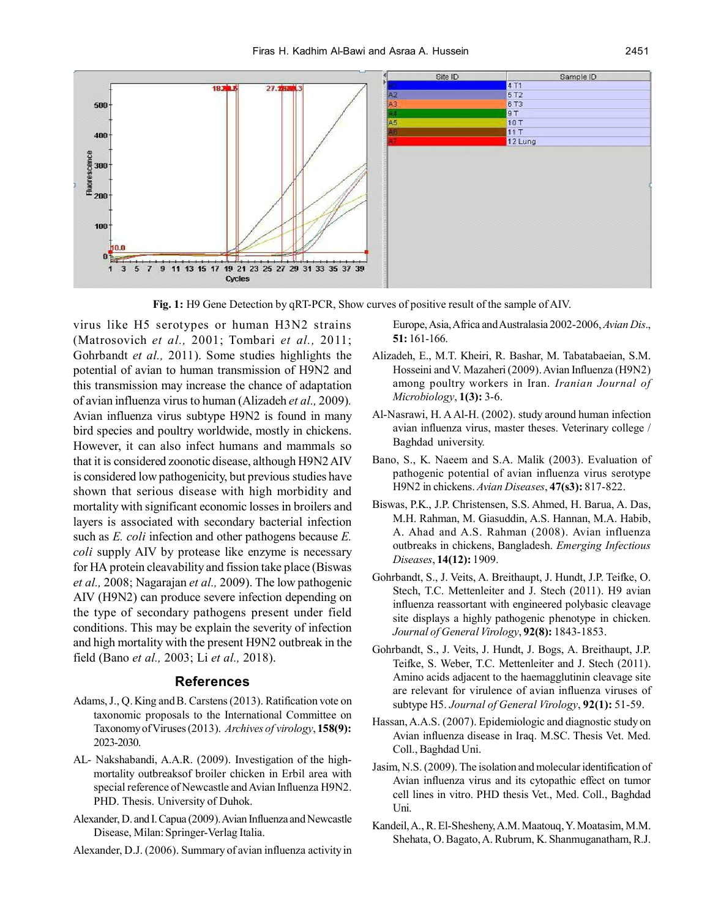**Fig. 1:** H9 Gene Detection by qRT-PCR, Show curves of positive result of the sample of AIV.

virus like H5 serotypes or human H3N2 strains (Matrosovich *et al.,* 2001; Tombari *et al.,* 2011; Gohrbandt *et al.,* 2011). Some studies highlights the potential of avian to human transmission of H9N2 and this transmission may increase the chance of adaptation of avian influenza virus to human (Alizadeh *et al.,* 2009). Avian influenza virus subtype H9N2 is found in many bird species and poultry worldwide, mostly in chickens. However, it can also infect humans and mammals so that it is considered zoonotic disease, although H9N2 AIV is considered low pathogenicity, but previous studies have shown that serious disease with high morbidity and mortality with significant economic losses in broilers and layers is associated with secondary bacterial infection such as *E. coli* infection and other pathogens because *E. coli* supply AIV by protease like enzyme is necessary for HA protein cleavability and fission take place (Biswas *et al.,* 2008; Nagarajan *et al.,* 2009). The low pathogenic AIV (H9N2) can produce severe infection depending on the type of secondary pathogens present under field conditions. This may be explain the severity of infection and high mortality with the present H9N2 outbreak in the field (Bano *et al.,* 2003; Li *et al.,* 2018).

## References

Adams, J., Q. King and B. Carstens (2013). Ratification vote on taxonomic proposals to the International Committee on Taxonomy of Viruses (2013). *Archives of virology*, **158(9):** 2023-2030.

AL- Nakshabandi, A.A.R. (2009). Investigation of the high-mortality outbreaksof broiler chicken in Erbil area with special reference of Newcastle and Avian Influenza H9N2. PHD. Thesis. University of Duhok.

Alexander, D. and I. Capua (2009). Avian Influenza and Newcastle Disease, Milan: Springer-Verlag Italia.

Alexander, D.J. (2006). Summary of avian influenza activity in Europe, Asia, Africa and Australasia 2002-2006, *Avian Dis*., **51:** 161-166.

Alizadeh, E., M.T. Kheiri, R. Bashar, M. Tabatabaeian, S.M. Hosseini and V. Mazaheri (2009). Avian Influenza (H9N2) among poultry workers in Iran. *Iranian Journal of Microbiology*, **1(3):** 3-6.

Al-Nasrawi, H. A Al-H. (2002). study around human infection avian influenza virus, master theses. Veterinary college / Baghdad university.

Bano, S., K. Naeem and S.A. Malik (2003). Evaluation of pathogenic potential of avian influenza virus serotype H9N2 in chickens. *Avian Diseases*, **47(s3):** 817-822.

Biswas, P.K., J.P. Christensen, S.S. Ahmed, H. Barua, A. Das, M.H. Rahman, M. Giasuddin, A.S. Hannan, M.A. Habib, A. Ahad and A.S. Rahman (2008). Avian influenza outbreaks in chickens, Bangladesh. *Emerging Infectious Diseases*, **14(12):** 1909.

Gohrbandt, S., J. Veits, A. Breithaupt, J. Hundt, J.P. Teifke, O. Stech, T.C. Mettenleiter and J. Stech (2011). H9 avian influenza reassortant with engineered polybasic cleavage site displays a highly pathogenic phenotype in chicken. *Journal of General Virology*, **92(8):** 1843-1853.

Gohrbandt, S., J. Veits, J. Hundt, J. Bogs, A. Breithaupt, J.P. Teifke, S. Weber, T.C. Mettenleiter and J. Stech (2011). Amino acids adjacent to the haemagglutinin cleavage site are relevant for virulence of avian influenza viruses of subtype H5. *Journal of General Virology*, **92(1):** 51-59.

Hassan, A.A.S. (2007). Epidemiologic and diagnostic study on Avian influenza disease in Iraq. M.SC. Thesis Vet. Med. Coll., Baghdad Uni.

Jasim, N.S. (2009). The isolation and molecular identification of Avian influenza virus and its cytopathic effect on tumor cell lines in vitro. PHD thesis Vet., Med. Coll., Baghdad Uni.

Kandeil, A., R. El-Shesheny, A.M. Maatouq, Y. Moatasim, M.M. Shehata, O. Bagato, A. Rubrum, K. Shanmuganatham, R.J.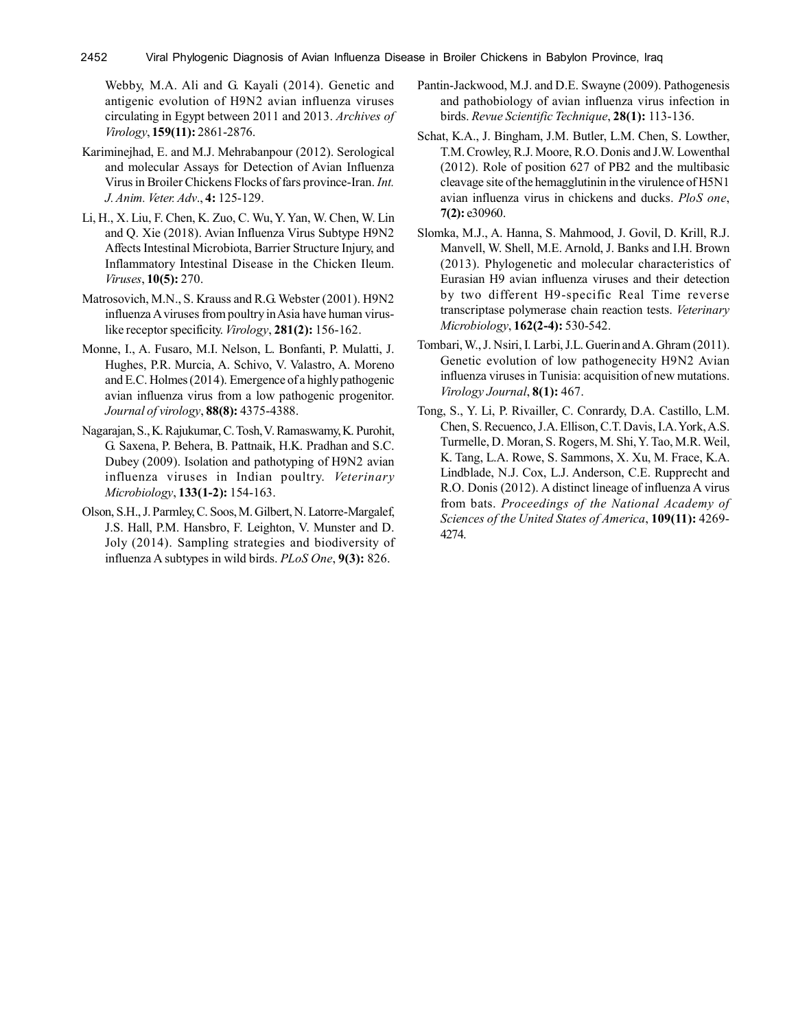Webby, M.A. Ali and G. Kayali (2014). Genetic and antigenic evolution of H9N2 avian influenza viruses circulating in Egypt between 2011 and 2013. *Archives of Virology*, **159(11):** 2861-2876.

Kariminejhad, E. and M.J. Mehrabanpour (2012). Serological and molecular Assays for Detection of Avian Influenza Virus in Broiler Chickens Flocks of fars province-Iran. *Int. J. Anim. Veter. Adv*., **4:** 125-129.

Li, H., X. Liu, F. Chen, K. Zuo, C. Wu, Y. Yan, W. Chen, W. Lin and Q. Xie (2018). Avian Influenza Virus Subtype H9N2 Affects Intestinal Microbiota, Barrier Structure Injury, and Inflammatory Intestinal Disease in the Chicken Ileum. *Viruses*, **10(5):** 270.

Matrosovich, M.N., S. Krauss and R.G. Webster (2001). H9N2 influenza A viruses from poultry in Asia have human virus-like receptor specificity. *Virology*, **281(2):** 156-162.

Monne, I., A. Fusaro, M.I. Nelson, L. Bonfanti, P. Mulatti, J. Hughes, P.R. Murcia, A. Schivo, V. Valastro, A. Moreno and E.C. Holmes (2014). Emergence of a highly pathogenic avian influenza virus from a low pathogenic progenitor. *Journal of virology*, **88(8):** 4375-4388.

Nagarajan, S., K. Rajukumar, C. Tosh, V. Ramaswamy, K. Purohit, G. Saxena, P. Behera, B. Pattnaik, H.K. Pradhan and S.C. Dubey (2009). Isolation and pathotyping of H9N2 avian influenza viruses in Indian poultry. *Veterinary Microbiology*, **133(1-2):** 154-163.

Olson, S.H., J. Parmley, C. Soos, M. Gilbert, N. Latorre-Margalef, J.S. Hall, P.M. Hansbro, F. Leighton, V. Munster and D. Joly (2014). Sampling strategies and biodiversity of influenza A subtypes in wild birds. *PLoS One*, **9(3):** 826.

Pantin-Jackwood, M.J. and D.E. Swayne (2009). Pathogenesis and pathobiology of avian influenza virus infection in birds. *Revue Scientific Technique*, **28(1):** 113-136.

Schat, K.A., J. Bingham, J.M. Butler, L.M. Chen, S. Lowther, T.M. Crowley, R.J. Moore, R.O. Donis and J.W. Lowenthal (2012). Role of position 627 of PB2 and the multibasic cleavage site of the hemagglutinin in the virulence of H5N1 avian influenza virus in chickens and ducks. *PloS one*, **7(2):** e30960.

Slomka, M.J., A. Hanna, S. Mahmood, J. Govil, D. Krill, R.J. Manvell, W. Shell, M.E. Arnold, J. Banks and I.H. Brown (2013). Phylogenetic and molecular characteristics of Eurasian H9 avian influenza viruses and their detection by two different H9-specific Real Time reverse transcriptase polymerase chain reaction tests. *Veterinary Microbiology*, **162(2-4):** 530-542.

Tombari, W., J. Nsiri, I. Larbi, J.L. Guerin and A. Ghram (2011). Genetic evolution of low pathogenecity H9N2 Avian influenza viruses in Tunisia: acquisition of new mutations. *Virology Journal*, **8(1):** 467.

Tong, S., Y. Li, P. Rivailler, C. Conrardy, D.A. Castillo, L.M. Chen, S. Recuenco, J.A. Ellison, C.T. Davis, I.A. York, A.S. Turmelle, D. Moran, S. Rogers, M. Shi, Y. Tao, M.R. Weil, K. Tang, L.A. Rowe, S. Sammons, X. Xu, M. Frace, K.A. Lindblade, N.J. Cox, L.J. Anderson, C.E. Rupprecht and R.O. Donis (2012). A distinct lineage of influenza A virus from bats. *Proceedings of the National Academy of Sciences of the United States of America*, **109(11):** 4269-4274.